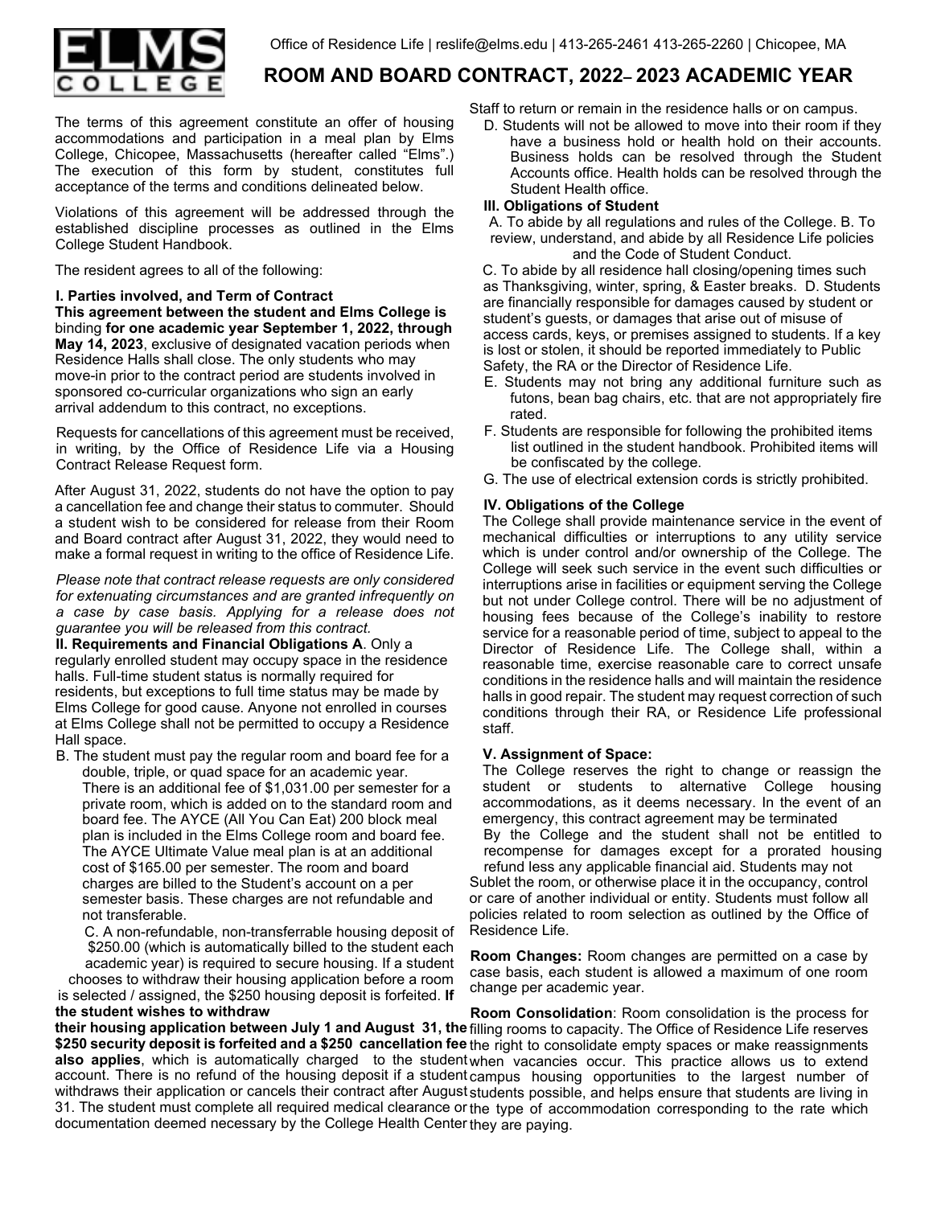Office of Residence Life | reslife@elms.edu | 413-265-2461 413-265-2260 | Chicopee, MA

# ROOM AND BOARD CONTRACT, 2022– 2023 ACADEMIC YEAR

The terms of this agreement constitute an offer of housing accommodations and participation in a meal plan by Elms College, Chicopee, Massachusetts (hereafter called "Elms".) The execution of this form by student, constitutes full acceptance of the terms and conditions delineated below.

Violations of this agreement will be addressed through the established discipline processes as outlined in the Elms College Student Handbook.

The resident agrees to all of the following:

**I. Parties involved, and Term of Contract**

**This agreement between the student and Elms College is** binding **for one academic year September 1, 2022, through May 14, 2023**, exclusive of designated vacation periods when Residence Halls shall close. The only students who may move-in prior to the contract period are students involved in sponsored co-curricular organizations who sign an early arrival addendum to this contract, no exceptions.

Requests for cancellations of this agreement must be received, in writing, by the Office of Residence Life via a Housing Contract Release Request form.

After August 31, 2022, students do not have the option to pay a cancellation fee and change their status to commuter. Should a student wish to be considered for release from their Room and Board contract after August 31, 2022, they would need to make a formal request in writing to the office of Residence Life.

*Please note that contract release requests are only considered for extenuating circumstances and are granted infrequently on a case by case basis. Applying for a release does not guarantee you will be released from this contract.*

**II. Requirements and Financial Obligations A**. Only a regularly enrolled student may occupy space in the residence halls. Full-time student status is normally required for residents, but exceptions to full time status may be made by Elms College for good cause. Anyone not enrolled in courses at Elms College shall not be permitted to occupy a Residence Hall space.

B. The student must pay the regular room and board fee for a double, triple, or quad space for an academic year. There is an additional fee of $1,031.00 per semester for a private room, which is added on to the standard room and board fee. The AYCE (All You Can Eat) 200 block meal plan is included in the Elms College room and board fee. The AYCE Ultimate Value meal plan is at an additional cost of $165.00 per semester. The room and board charges are billed to the Student's account on a per semester basis. These charges are not refundable and not transferable.

C. A non-refundable, non-transferrable housing deposit of $250.00 (which is automatically billed to the student each academic year) is required to secure housing. If a student chooses to withdraw their housing application before a room is selected / assigned, the $250 housing deposit is forfeited. **If the student wishes to withdraw their housing application between July 1 and August 31, the $250 security deposit is forfeited and a $250 cancellation fee also applies**, which is automatically charged to the student account. There is no refund of the housing deposit if a student withdraws their application or cancels their contract after August 31. The student must complete all required medical clearance or documentation deemed necessary by the College Health Center Staff to return or remain in the residence halls or on campus.

D. Students will not be allowed to move into their room if they have a business hold or health hold on their accounts. Business holds can be resolved through the Student Accounts office. Health holds can be resolved through the Student Health office.

**III. Obligations of Student**

A. To abide by all regulations and rules of the College. B. To review, understand, and abide by all Residence Life policies and the Code of Student Conduct.

C. To abide by all residence hall closing/opening times such as Thanksgiving, winter, spring, & Easter breaks. D. Students are financially responsible for damages caused by student or student's guests, or damages that arise out of misuse of access cards, keys, or premises assigned to students. If a key is lost or stolen, it should be reported immediately to Public Safety, the RA or the Director of Residence Life.

E. Students may not bring any additional furniture such as futons, bean bag chairs, etc. that are not appropriately fire rated.

F. Students are responsible for following the prohibited items list outlined in the student handbook. Prohibited items will be confiscated by the college.

G. The use of electrical extension cords is strictly prohibited.

**IV. Obligations of the College**

The College shall provide maintenance service in the event of mechanical difficulties or interruptions to any utility service which is under control and/or ownership of the College. The College will seek such service in the event such difficulties or interruptions arise in facilities or equipment serving the College but not under College control. There will be no adjustment of housing fees because of the College's inability to restore service for a reasonable period of time, subject to appeal to the Director of Residence Life. The College shall, within a reasonable time, exercise reasonable care to correct unsafe conditions in the residence halls and will maintain the residence halls in good repair. The student may request correction of such conditions through their RA, or Residence Life professional staff.

**V. Assignment of Space:**

The College reserves the right to change or reassign the student or students to alternative College housing accommodations, as it deems necessary. In the event of an emergency, this contract agreement may be terminated By the College and the student shall not be entitled to recompense for damages except for a prorated housing refund less any applicable financial aid. Students may not Sublet the room, or otherwise place it in the occupancy, control or care of another individual or entity. Students must follow all policies related to room selection as outlined by the Office of Residence Life.

**Room Changes:** Room changes are permitted on a case by case basis, each student is allowed a maximum of one room change per academic year.

**Room Consolidation**: Room consolidation is the process for filling rooms to capacity. The Office of Residence Life reserves the right to consolidate empty spaces or make reassignments when vacancies occur. This practice allows us to extend campus housing opportunities to the largest number of students possible, and helps ensure that students are living in the type of accommodation corresponding to the rate which they are paying.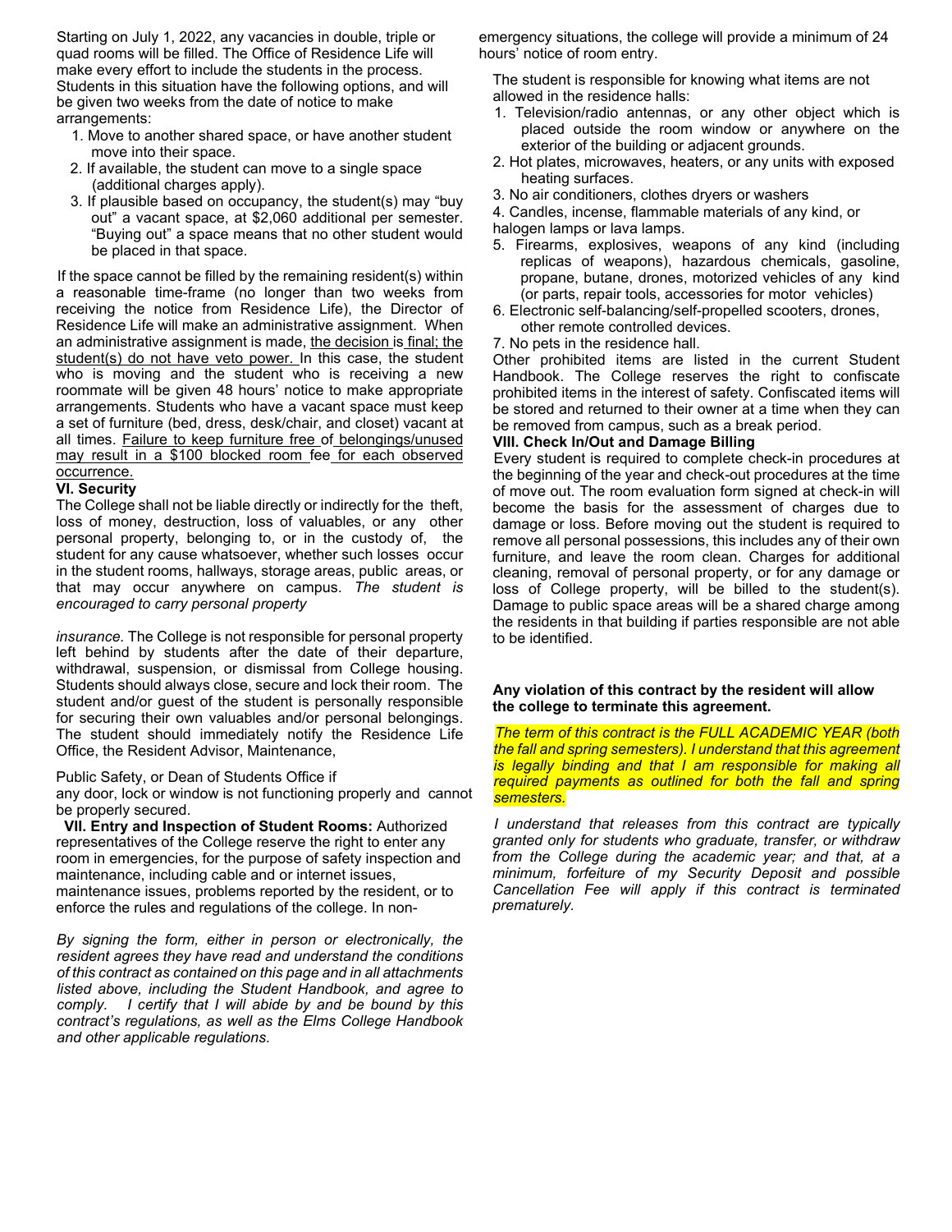Starting on July 1, 2022, any vacancies in double, triple or quad rooms will be filled. The Office of Residence Life will make every effort to include the students in the process. Students in this situation have the following options, and will be given two weeks from the date of notice to make arrangements:

1. Move to another shared space, or have another student move into their space.
2. If available, the student can move to a single space (additional charges apply).
3. If plausible based on occupancy, the student(s) may "buy out" a vacant space, at $2,060 additional per semester. "Buying out" a space means that no other student would be placed in that space.

If the space cannot be filled by the remaining resident(s) within a reasonable time-frame (no longer than two weeks from receiving the notice from Residence Life), the Director of Residence Life will make an administrative assignment. When an administrative assignment is made, the decision is final; the student(s) do not have veto power. In this case, the student who is moving and the student who is receiving a new roommate will be given 48 hours' notice to make appropriate arrangements. Students who have a vacant space must keep a set of furniture (bed, dress, desk/chair, and closet) vacant at all times. Failure to keep furniture free of belongings/unused may result in a $100 blocked room fee for each observed occurrence.

**VI. Security**

The College shall not be liable directly or indirectly for the theft, loss of money, destruction, loss of valuables, or any other personal property, belonging to, or in the custody of, the student for any cause whatsoever, whether such losses occur in the student rooms, hallways, storage areas, public areas, or that may occur anywhere on campus. *The student is encouraged to carry personal property insurance.* The College is not responsible for personal property left behind by students after the date of their departure, withdrawal, suspension, or dismissal from College housing. Students should always close, secure and lock their room. The student and/or guest of the student is personally responsible for securing their own valuables and/or personal belongings. The student should immediately notify the Residence Life Office, the Resident Advisor, Maintenance, Public Safety, or Dean of Students Office if any door, lock or window is not functioning properly and cannot be properly secured.

**VII. Entry and Inspection of Student Rooms:** Authorized representatives of the College reserve the right to enter any room in emergencies, for the purpose of safety inspection and maintenance, including cable and or internet issues, maintenance issues, problems reported by the resident, or to enforce the rules and regulations of the college. In non-emergency situations, the college will provide a minimum of 24 hours' notice of room entry.

*By signing the form, either in person or electronically, the resident agrees they have read and understand the conditions of this contract as contained on this page and in all attachments listed above, including the Student Handbook, and agree to comply. I certify that I will abide by and be bound by this contract's regulations, as well as the Elms College Handbook and other applicable regulations.*

The student is responsible for knowing what items are not allowed in the residence halls:

1. Television/radio antennas, or any other object which is placed outside the room window or anywhere on the exterior of the building or adjacent grounds.
2. Hot plates, microwaves, heaters, or any units with exposed heating surfaces.
3. No air conditioners, clothes dryers or washers
4. Candles, incense, flammable materials of any kind, or halogen lamps or lava lamps.
5. Firearms, explosives, weapons of any kind (including replicas of weapons), hazardous chemicals, gasoline, propane, butane, drones, motorized vehicles of any kind (or parts, repair tools, accessories for motor vehicles)
6. Electronic self-balancing/self-propelled scooters, drones, other remote controlled devices.
7. No pets in the residence hall.

Other prohibited items are listed in the current Student Handbook. The College reserves the right to confiscate prohibited items in the interest of safety. Confiscated items will be stored and returned to their owner at a time when they can be removed from campus, such as a break period.

**VIII. Check In/Out and Damage Billing**

Every student is required to complete check-in procedures at the beginning of the year and check-out procedures at the time of move out. The room evaluation form signed at check-in will become the basis for the assessment of charges due to damage or loss. Before moving out the student is required to remove all personal possessions, this includes any of their own furniture, and leave the room clean. Charges for additional cleaning, removal of personal property, or for any damage or loss of College property, will be billed to the student(s). Damage to public space areas will be a shared charge among the residents in that building if parties responsible are not able to be identified.

**Any violation of this contract by the resident will allow the college to terminate this agreement.**

*The term of this contract is the FULL ACADEMIC YEAR (both the fall and spring semesters). I understand that this agreement is legally binding and that I am responsible for making all required payments as outlined for both the fall and spring semesters.*

*I understand that releases from this contract are typically granted only for students who graduate, transfer, or withdraw from the College during the academic year; and that, at a minimum, forfeiture of my Security Deposit and possible Cancellation Fee will apply if this contract is terminated prematurely.*